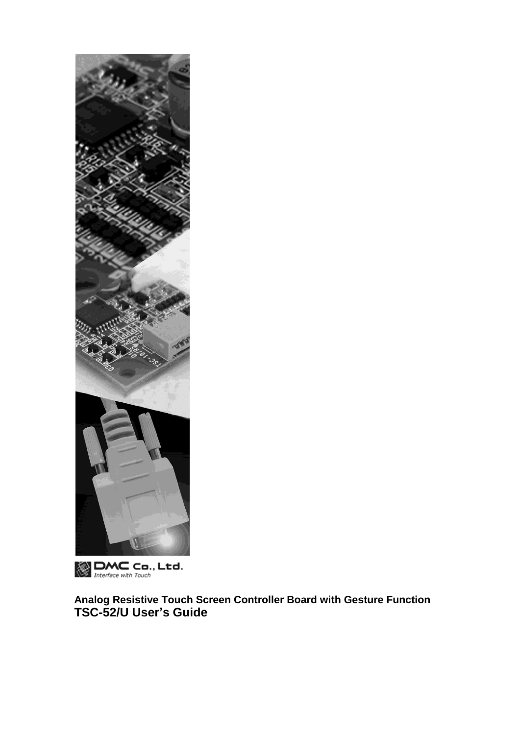DMC Co., Ltd.
*Interface with Touch*

**Analog Resistive Touch Screen Controller Board with Gesture Function**

# TSC-52/U User's Guide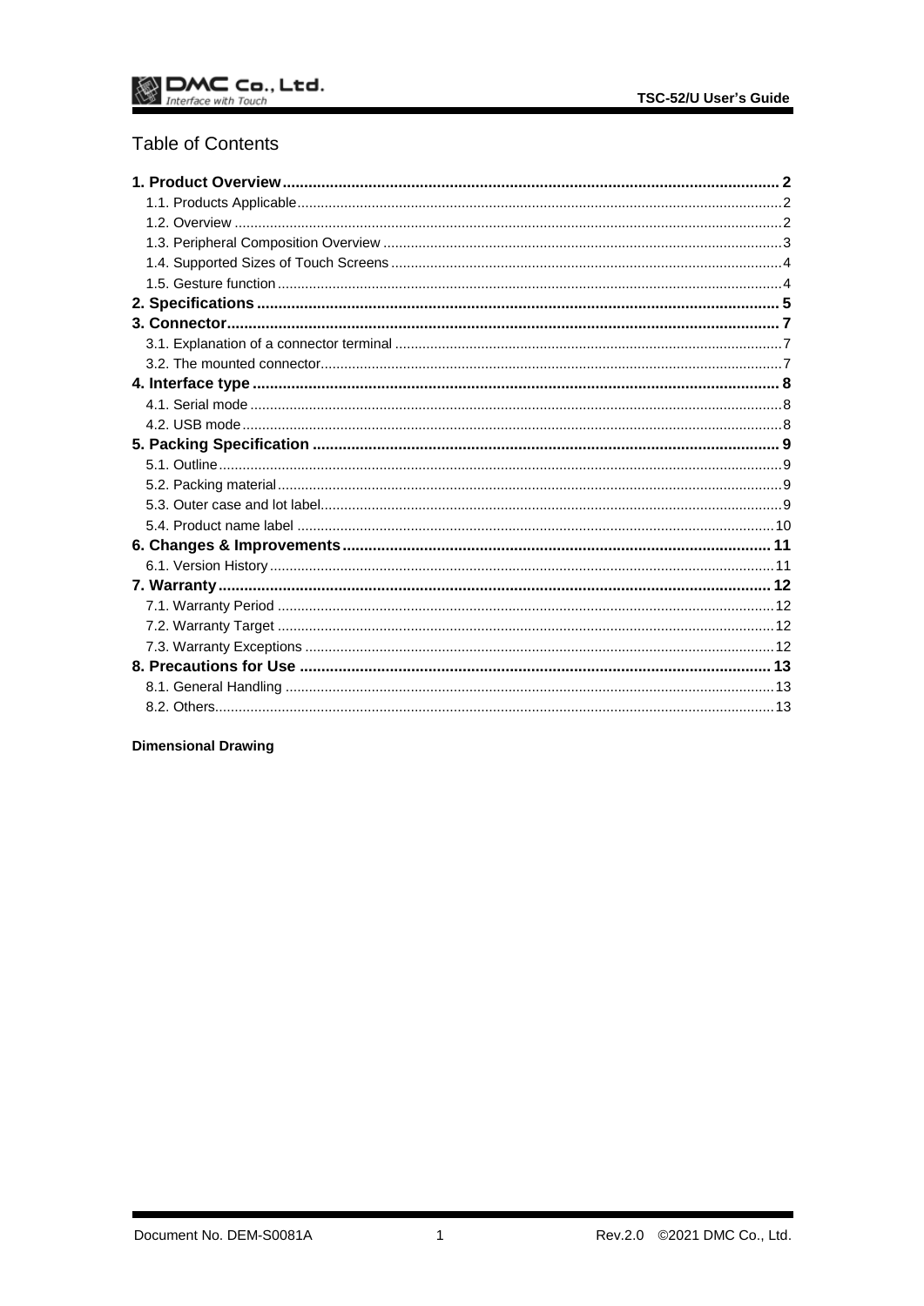## Table of Contents

**1. Product Overview** .......... **2**
- 1.1. Products Applicable .......... 2
- 1.2. Overview .......... 2
- 1.3. Peripheral Composition Overview .......... 3
- 1.4. Supported Sizes of Touch Screens .......... 4
- 1.5. Gesture function .......... 4

**2. Specifications** .......... **5**

**3. Connector** .......... **7**
- 3.1. Explanation of a connector terminal .......... 7
- 3.2. The mounted connector .......... 7

**4. Interface type** .......... **8**
- 4.1. Serial mode .......... 8
- 4.2. USB mode .......... 8

**5. Packing Specification** .......... **9**
- 5.1. Outline .......... 9
- 5.2. Packing material .......... 9
- 5.3. Outer case and lot label .......... 9
- 5.4. Product name label .......... 10

**6. Changes & Improvements** .......... **11**
- 6.1. Version History .......... 11

**7. Warranty** .......... **12**
- 7.1. Warranty Period .......... 12
- 7.2. Warranty Target .......... 12
- 7.3. Warranty Exceptions .......... 12

**8. Precautions for Use** .......... **13**
- 8.1. General Handling .......... 13
- 8.2. Others .......... 13

**Dimensional Drawing**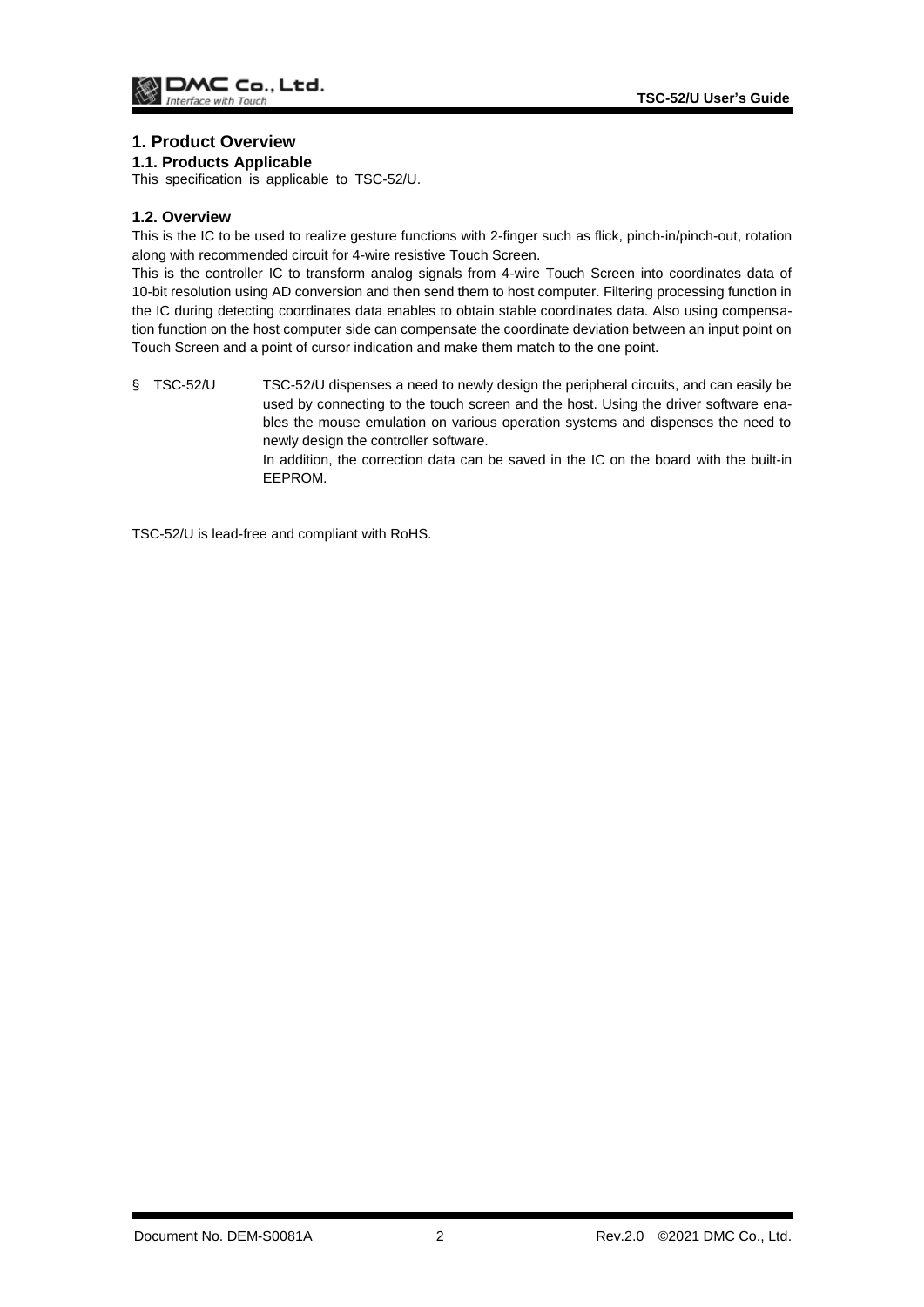# 1. Product Overview

## 1.1. Products Applicable

This specification is applicable to TSC-52/U.

## 1.2. Overview

This is the IC to be used to realize gesture functions with 2-finger such as flick, pinch-in/pinch-out, rotation along with recommended circuit for 4-wire resistive Touch Screen.

This is the controller IC to transform analog signals from 4-wire Touch Screen into coordinates data of 10-bit resolution using AD conversion and then send them to host computer. Filtering processing function in the IC during detecting coordinates data enables to obtain stable coordinates data. Also using compensation function on the host computer side can compensate the coordinate deviation between an input point on Touch Screen and a point of cursor indication and make them match to the one point.

§ TSC-52/U — TSC-52/U dispenses a need to newly design the peripheral circuits, and can easily be used by connecting to the touch screen and the host. Using the driver software enables the mouse emulation on various operation systems and dispenses the need to newly design the controller software.
In addition, the correction data can be saved in the IC on the board with the built-in EEPROM.

TSC-52/U is lead-free and compliant with RoHS.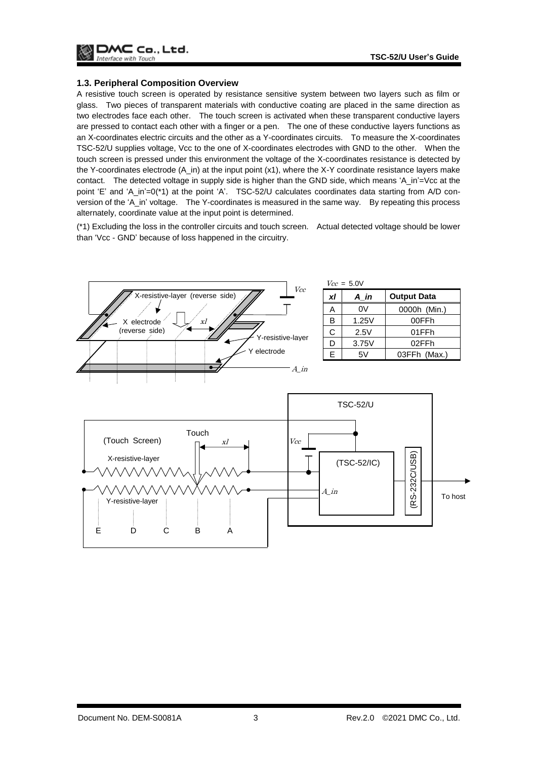### 1.3. Peripheral Composition Overview

A resistive touch screen is operated by resistance sensitive system between two layers such as film or glass. Two pieces of transparent materials with conductive coating are placed in the same direction as two electrodes face each other. The touch screen is activated when these transparent conductive layers are pressed to contact each other with a finger or a pen. The one of these conductive layers functions as an X-coordinates electric circuits and the other as a Y-coordinates circuits. To measure the X-coordinates TSC-52/U supplies voltage, Vcc to the one of X-coordinates electrodes with GND to the other. When the touch screen is pressed under this environment the voltage of the X-coordinates resistance is detected by the Y-coordinates electrode (A_in) at the input point (x1), where the X-Y coordinate resistance layers make contact. The detected voltage in supply side is higher than the GND side, which means 'A_in'=Vcc at the point 'E' and 'A_in'=0(*1) at the point 'A'. TSC-52/U calculates coordinates data starting from A/D conversion of the 'A_in' voltage. The Y-coordinates is measured in the same way. By repeating this process alternately, coordinate value at the input point is determined.

(*1) Excluding the loss in the controller circuits and touch screen. Actual detected voltage should be lower than 'Vcc - GND' because of loss happened in the circuitry.

*Vcc* = 5.0V

| *xl* | *A_in* | **Output Data** |
|---|---|---|
| A | 0V | 0000h (Min.) |
| B | 1.25V | 00FFh |
| C | 2.5V | 01FFh |
| D | 3.75V | 02FFh |
| E | 5V | 03FFh (Max.) |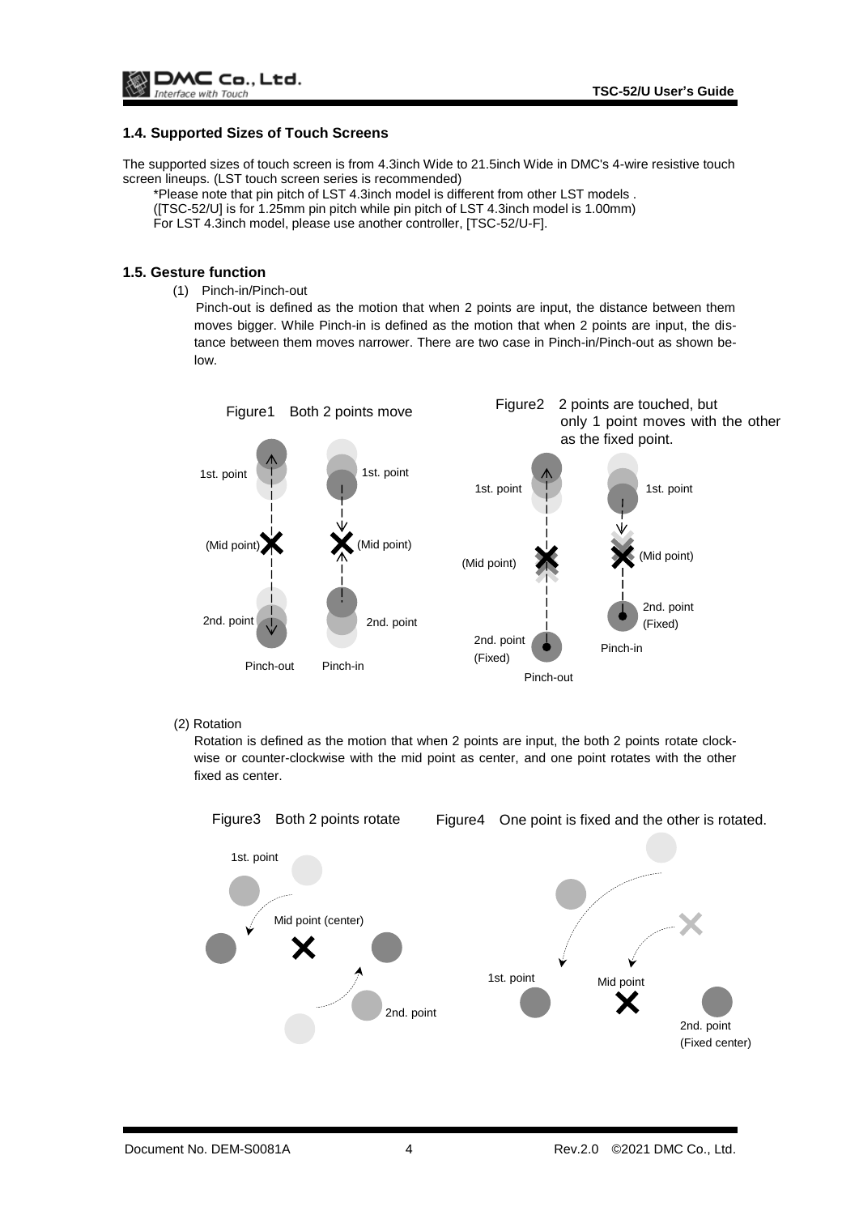### 1.4. Supported Sizes of Touch Screens

The supported sizes of touch screen is from 4.3inch Wide to 21.5inch Wide in DMC's 4-wire resistive touch screen lineups. (LST touch screen series is recommended)

*Please note that pin pitch of LST 4.3inch model is different from other LST models .
([TSC-52/U] is for 1.25mm pin pitch while pin pitch of LST 4.3inch model is 1.00mm)
For LST 4.3inch model, please use another controller, [TSC-52/U-F].

### 1.5. Gesture function

(1) Pinch-in/Pinch-out

Pinch-out is defined as the motion that when 2 points are input, the distance between them moves bigger. While Pinch-in is defined as the motion that when 2 points are input, the distance between them moves narrower. There are two case in Pinch-in/Pinch-out as shown below.

Figure1 Both 2 points move

Figure2 2 points are touched, but only 1 point moves with the other as the fixed point.

(2) Rotation

Rotation is defined as the motion that when 2 points are input, the both 2 points rotate clockwise or counter-clockwise with the mid point as center, and one point rotates with the other fixed as center.

Figure3 Both 2 points rotate

Figure4 One point is fixed and the other is rotated.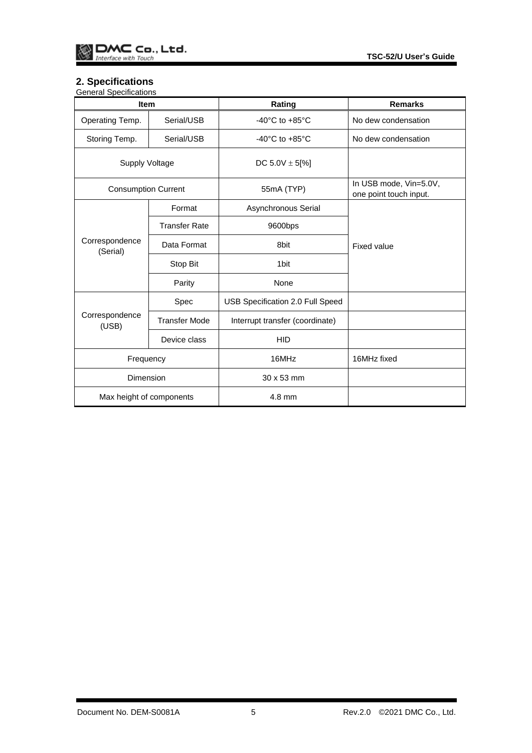## 2. Specifications

General Specifications

| Item | | Rating | Remarks |
|---|---|---|---|
| Operating Temp. | Serial/USB | -40°C to +85°C | No dew condensation |
| Storing Temp. | Serial/USB | -40°C to +85°C | No dew condensation |
| Supply Voltage | | DC 5.0V ± 5[%] | |
| Consumption Current | | 55mA (TYP) | In USB mode, Vin=5.0V, one point touch input. |
| Correspondence (Serial) | Format | Asynchronous Serial | Fixed value |
| | Transfer Rate | 9600bps | |
| | Data Format | 8bit | |
| | Stop Bit | 1bit | |
| | Parity | None | |
| Correspondence (USB) | Spec | USB Specification 2.0 Full Speed | |
| | Transfer Mode | Interrupt transfer (coordinate) | |
| | Device class | HID | |
| Frequency | | 16MHz | 16MHz fixed |
| Dimension | | 30 x 53 mm | |
| Max height of components | | 4.8 mm | |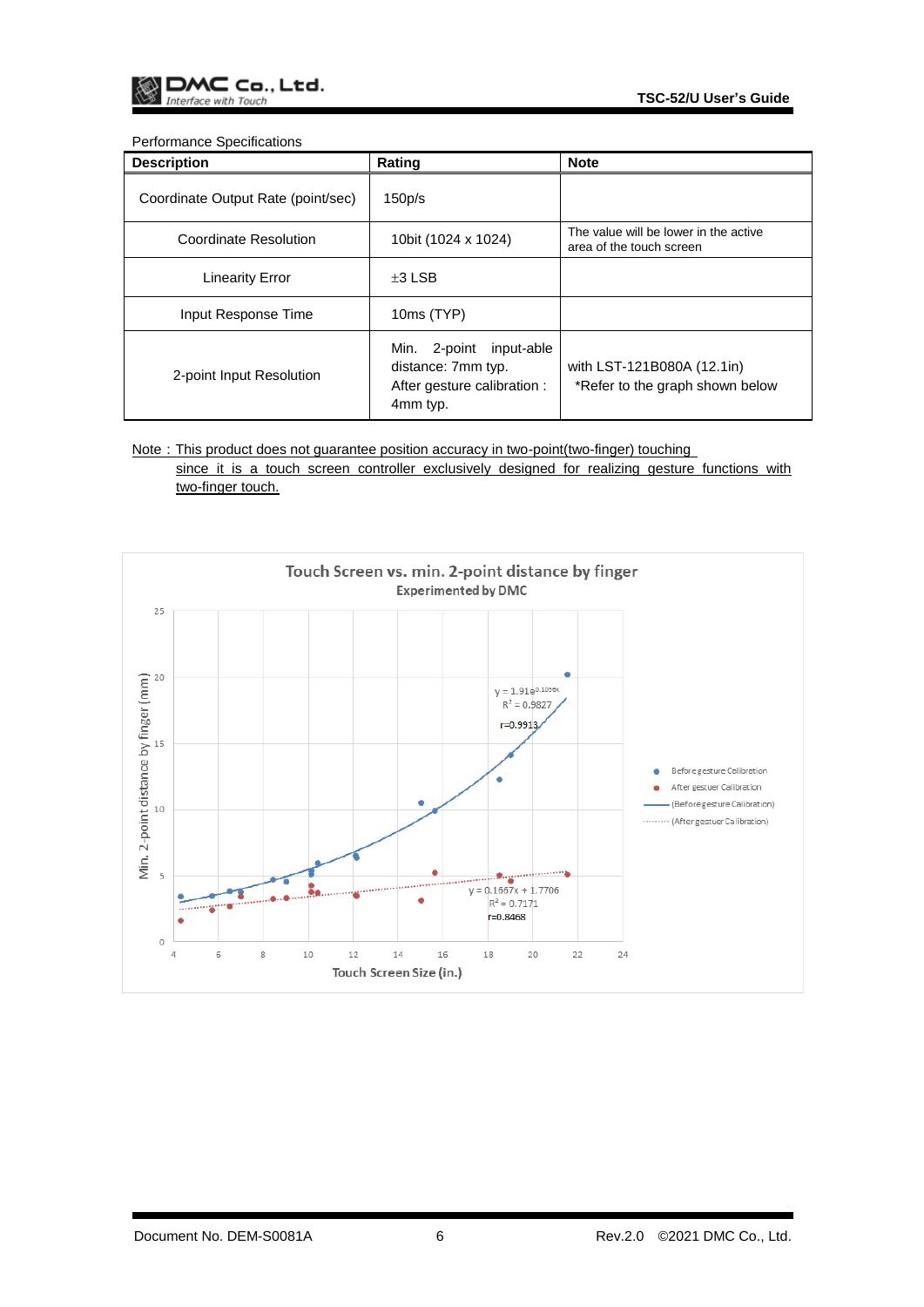Performance Specifications

| Description | Rating | Note |
|---|---|---|
| Coordinate Output Rate (point/sec) | 150p/s | |
| Coordinate Resolution | 10bit (1024 x 1024) | The value will be lower in the active area of the touch screen |
| Linearity Error | ±3 LSB | |
| Input Response Time | 10ms (TYP) | |
| 2-point Input Resolution | Min. 2-point input-able distance: 7mm typ. After gesture calibration : 4mm typ. | with LST-121B080A (12.1in) *Refer to the graph shown below |

Note : This product does not guarantee position accuracy in two-point(two-finger) touching since it is a touch screen controller exclusively designed for realizing gesture functions with two-finger touch.

Touch Screen vs. min. 2-point distance by finger

Experimented by DMC

Before gesture Calibration: $y = 1.91e^{0.1056x}$, $R^2 = 0.9827$, r=0.9913

After gestuer Calibration: $y = 0.1667x + 1.7706$, $R^2 = 0.7171$, r=0.8468

Min. 2-point distance by finger (mm) vs. Touch Screen Size (in.)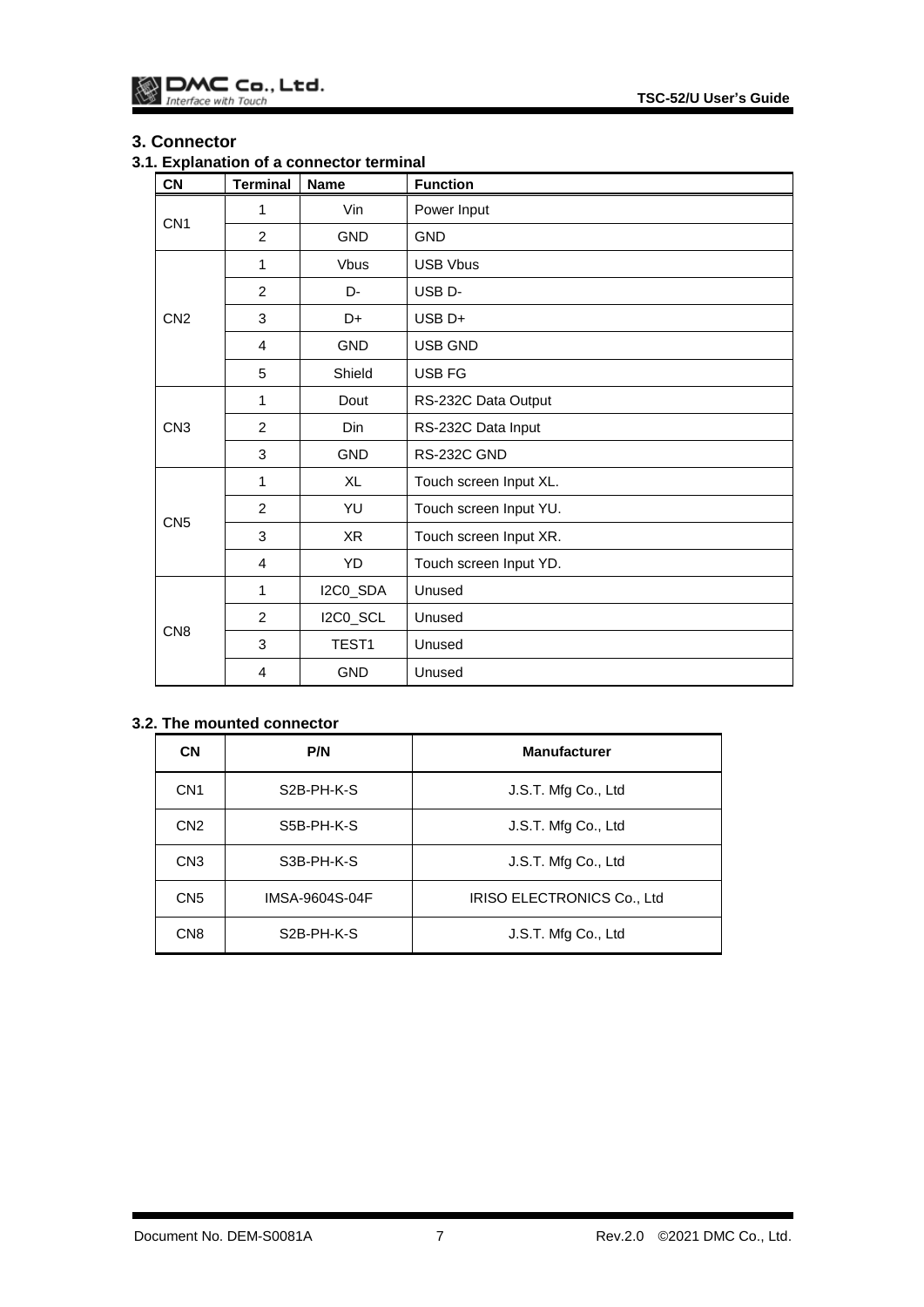## 3. Connector

### 3.1. Explanation of a connector terminal

| CN | Terminal | Name | Function |
|---|---|---|---|
| CN1 | 1 | Vin | Power Input |
| | 2 | GND | GND |
| CN2 | 1 | Vbus | USB Vbus |
| | 2 | D- | USB D- |
| | 3 | D+ | USB D+ |
| | 4 | GND | USB GND |
| | 5 | Shield | USB FG |
| CN3 | 1 | Dout | RS-232C Data Output |
| | 2 | Din | RS-232C Data Input |
| | 3 | GND | RS-232C GND |
| CN5 | 1 | XL | Touch screen Input XL. |
| | 2 | YU | Touch screen Input YU. |
| | 3 | XR | Touch screen Input XR. |
| | 4 | YD | Touch screen Input YD. |
| CN8 | 1 | I2C0_SDA | Unused |
| | 2 | I2C0_SCL | Unused |
| | 3 | TEST1 | Unused |
| | 4 | GND | Unused |

### 3.2. The mounted connector

| CN | P/N | Manufacturer |
|---|---|---|
| CN1 | S2B-PH-K-S | J.S.T. Mfg Co., Ltd |
| CN2 | S5B-PH-K-S | J.S.T. Mfg Co., Ltd |
| CN3 | S3B-PH-K-S | J.S.T. Mfg Co., Ltd |
| CN5 | IMSA-9604S-04F | IRISO ELECTRONICS Co., Ltd |
| CN8 | S2B-PH-K-S | J.S.T. Mfg Co., Ltd |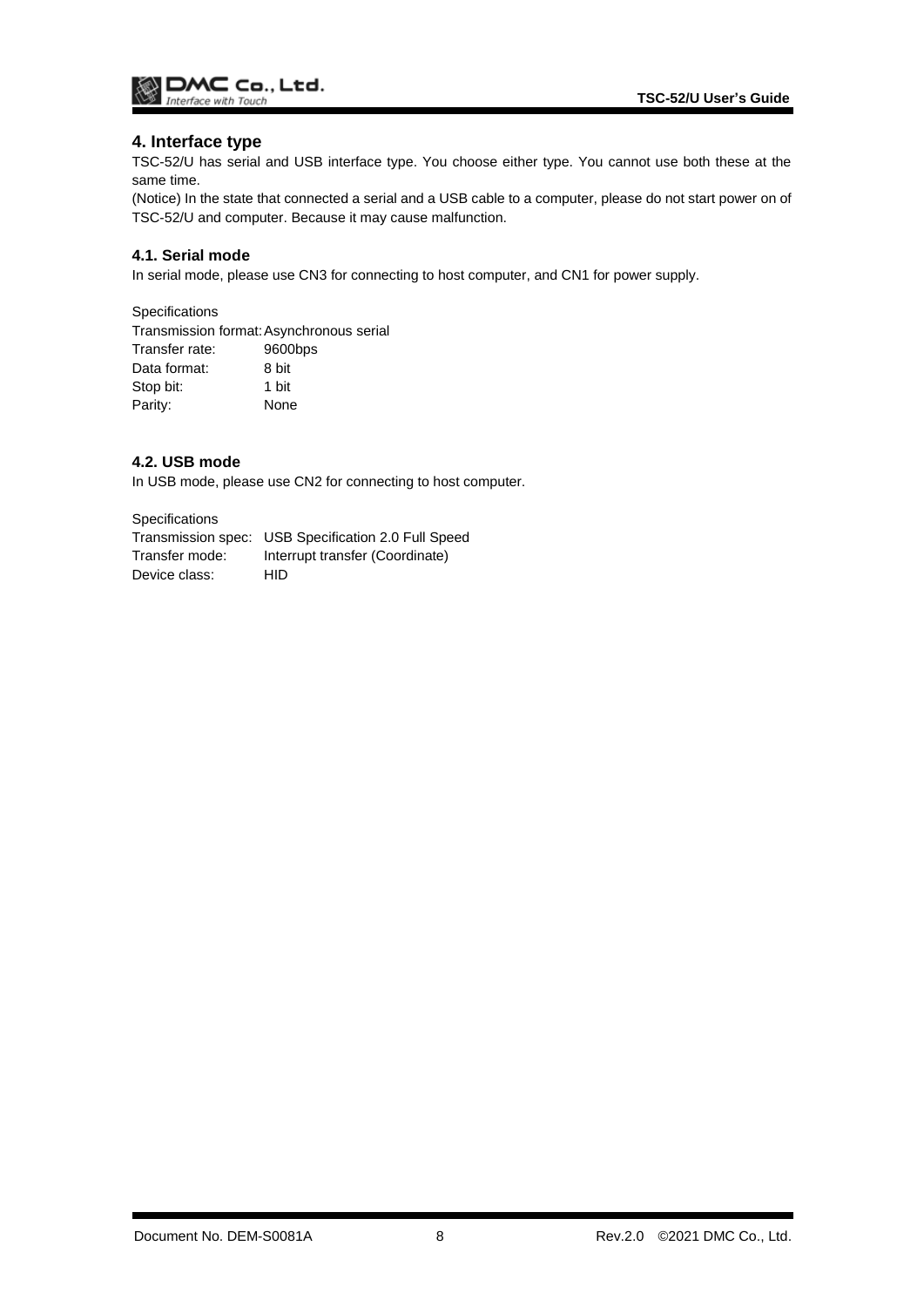## 4. Interface type

TSC-52/U has serial and USB interface type. You choose either type. You cannot use both these at the same time.

(Notice) In the state that connected a serial and a USB cable to a computer, please do not start power on of TSC-52/U and computer. Because it may cause malfunction.

### 4.1. Serial mode

In serial mode, please use CN3 for connecting to host computer, and CN1 for power supply.

Specifications

| | |
|---|---|
| Transmission format: | Asynchronous serial |
| Transfer rate: | 9600bps |
| Data format: | 8 bit |
| Stop bit: | 1 bit |
| Parity: | None |

### 4.2. USB mode

In USB mode, please use CN2 for connecting to host computer.

Specifications

| | |
|---|---|
| Transmission spec: | USB Specification 2.0 Full Speed |
| Transfer mode: | Interrupt transfer (Coordinate) |
| Device class: | HID |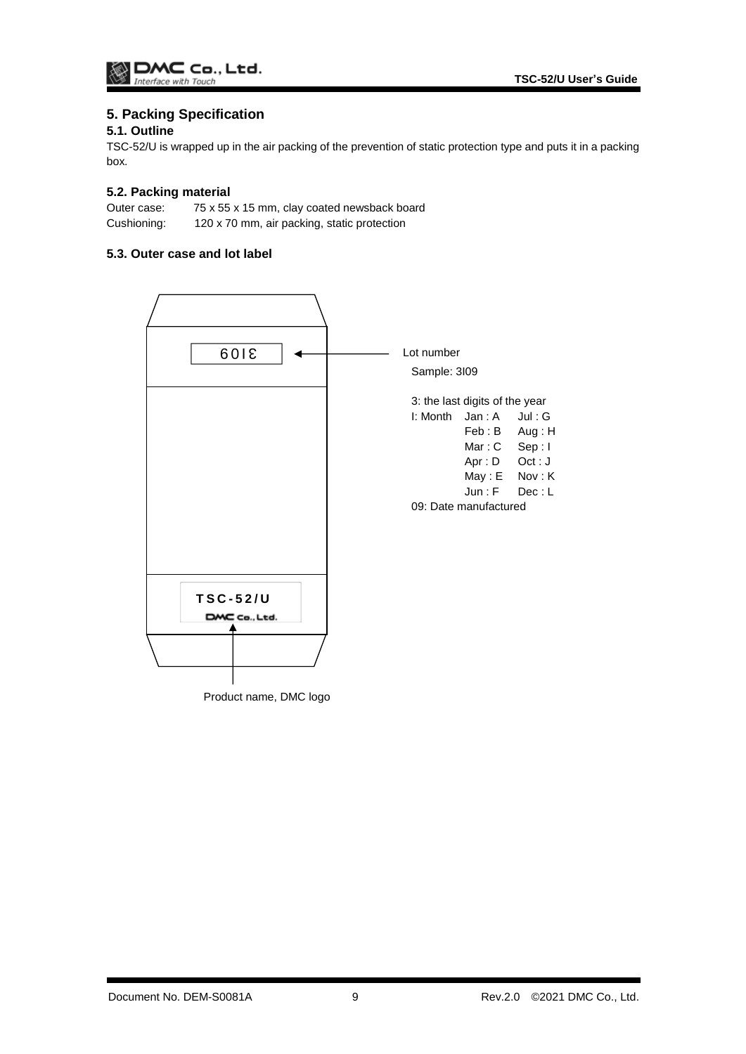# 5. Packing Specification

## 5.1. Outline

TSC-52/U is wrapped up in the air packing of the prevention of static protection type and puts it in a packing box.

## 5.2. Packing material

Outer case: 75 x 55 x 15 mm, clay coated newsback board
Cushioning: 120 x 70 mm, air packing, static protection

## 5.3. Outer case and lot label

3I09

Lot number

Sample: 3I09

3: the last digits of the year

| I: Month | | |
|---|---|---|
| | Jan : A | Jul : G |
| | Feb : B | Aug : H |
| | Mar : C | Sep : I |
| | Apr : D | Oct : J |
| | May : E | Nov : K |
| | Jun : F | Dec : L |

09: Date manufactured

TSC-52/U
DMC Co., Ltd.

Product name, DMC logo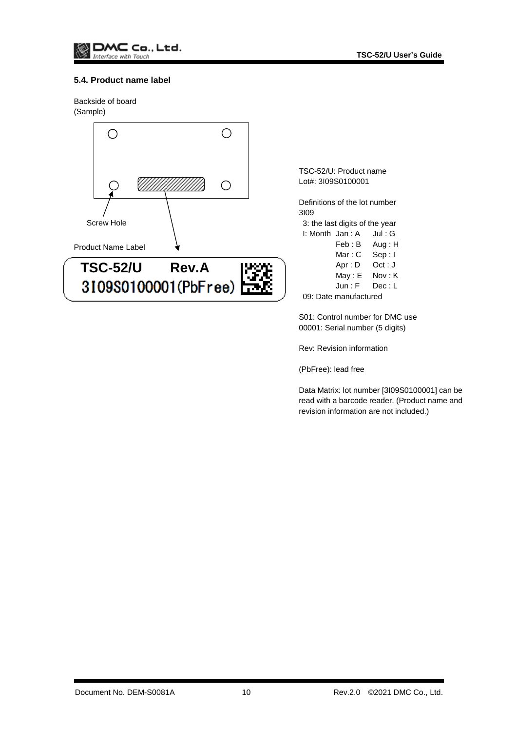## 5.4. Product name label

Backside of board
(Sample)

Screw Hole

Product Name Label

**TSC-52/U Rev.A**
3I09S0100001(PbFree)

TSC-52/U: Product name
Lot#: 3I09S0100001

Definitions of the lot number
3I09

3: the last digits of the year

I: Month

| Jan : A | Jul : G |
|---|---|
| Feb : B | Aug : H |
| Mar : C | Sep : I |
| Apr : D | Oct : J |
| May : E | Nov : K |
| Jun : F | Dec : L |

09: Date manufactured

S01: Control number for DMC use
00001: Serial number (5 digits)

Rev: Revision information

(PbFree): lead free

Data Matrix: lot number [3I09S0100001] can be read with a barcode reader. (Product name and revision information are not included.)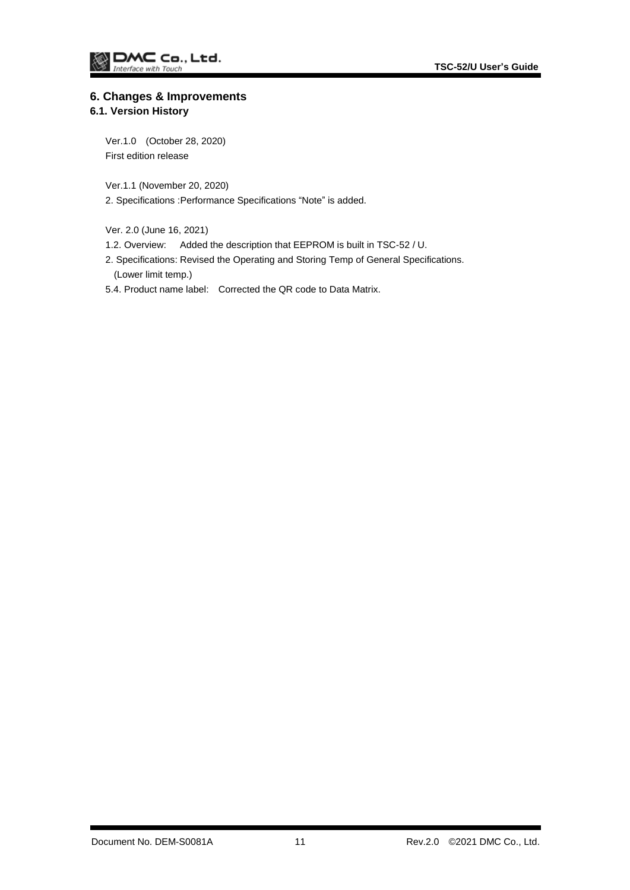# 6. Changes & Improvements

## 6.1. Version History

Ver.1.0 (October 28, 2020)
First edition release

Ver.1.1 (November 20, 2020)
2. Specifications :Performance Specifications "Note" is added.

Ver. 2.0 (June 16, 2021)
1.2. Overview: Added the description that EEPROM is built in TSC-52 / U.
2. Specifications: Revised the Operating and Storing Temp of General Specifications.
(Lower limit temp.)
5.4. Product name label: Corrected the QR code to Data Matrix.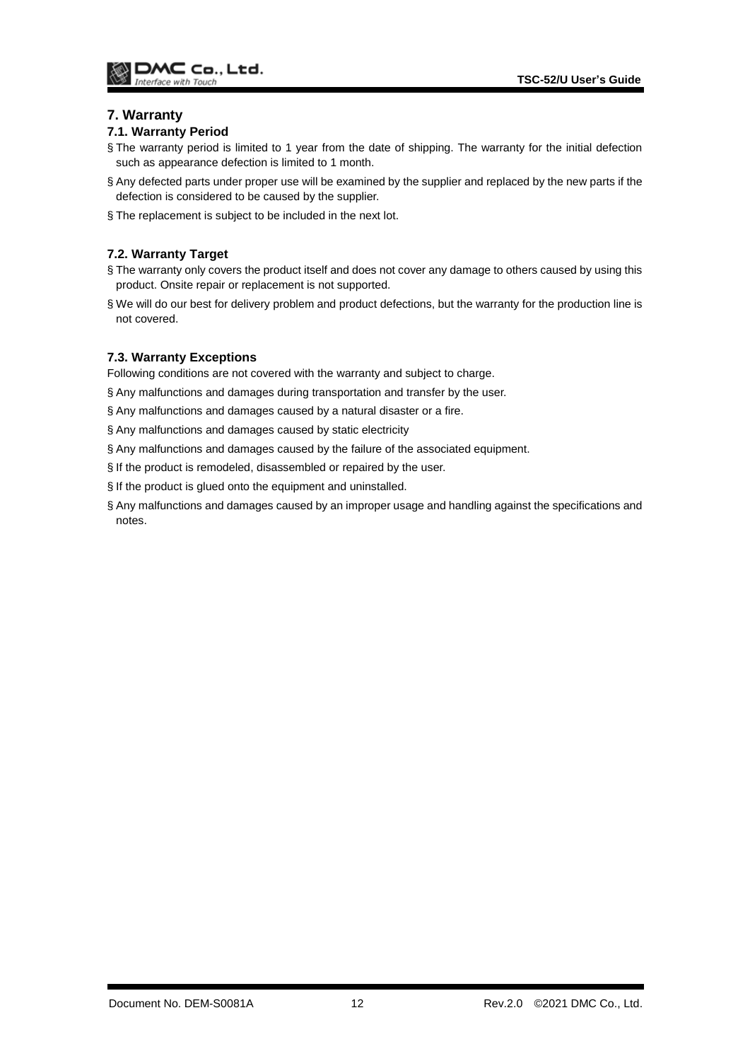# 7. Warranty

## 7.1. Warranty Period

- The warranty period is limited to 1 year from the date of shipping. The warranty for the initial defection such as appearance defection is limited to 1 month.
- Any defected parts under proper use will be examined by the supplier and replaced by the new parts if the defection is considered to be caused by the supplier.
- The replacement is subject to be included in the next lot.

## 7.2. Warranty Target

- The warranty only covers the product itself and does not cover any damage to others caused by using this product. Onsite repair or replacement is not supported.
- We will do our best for delivery problem and product defections, but the warranty for the production line is not covered.

## 7.3. Warranty Exceptions

Following conditions are not covered with the warranty and subject to charge.

- Any malfunctions and damages during transportation and transfer by the user.
- Any malfunctions and damages caused by a natural disaster or a fire.
- Any malfunctions and damages caused by static electricity
- Any malfunctions and damages caused by the failure of the associated equipment.
- If the product is remodeled, disassembled or repaired by the user.
- If the product is glued onto the equipment and uninstalled.
- Any malfunctions and damages caused by an improper usage and handling against the specifications and notes.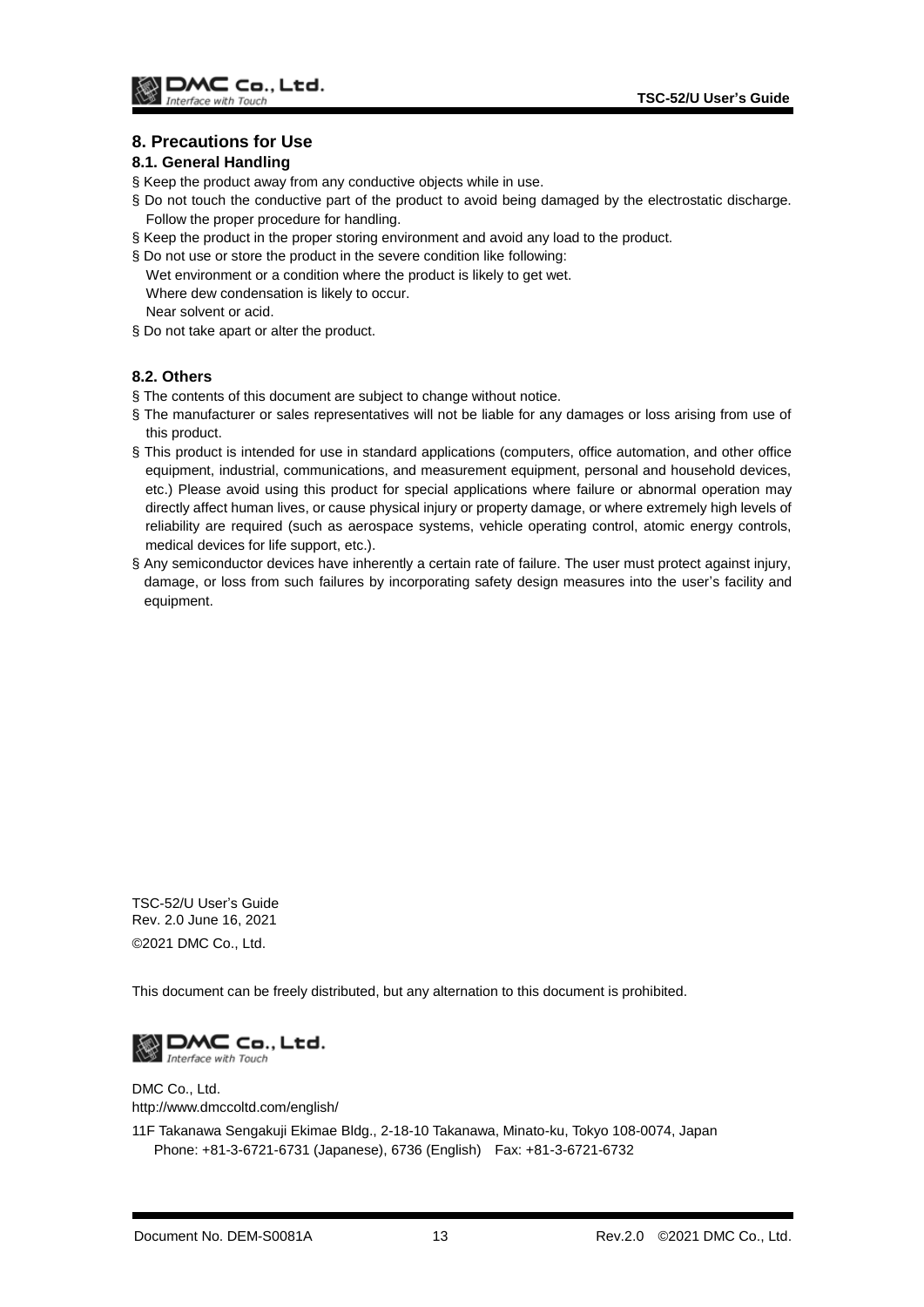# 8. Precautions for Use

## 8.1. General Handling

§ Keep the product away from any conductive objects while in use.

§ Do not touch the conductive part of the product to avoid being damaged by the electrostatic discharge. Follow the proper procedure for handling.

§ Keep the product in the proper storing environment and avoid any load to the product.

§ Do not use or store the product in the severe condition like following:
  Wet environment or a condition where the product is likely to get wet.
  Where dew condensation is likely to occur.
  Near solvent or acid.

§ Do not take apart or alter the product.

## 8.2. Others

§ The contents of this document are subject to change without notice.

§ The manufacturer or sales representatives will not be liable for any damages or loss arising from use of this product.

§ This product is intended for use in standard applications (computers, office automation, and other office equipment, industrial, communications, and measurement equipment, personal and household devices, etc.) Please avoid using this product for special applications where failure or abnormal operation may directly affect human lives, or cause physical injury or property damage, or where extremely high levels of reliability are required (such as aerospace systems, vehicle operating control, atomic energy controls, medical devices for life support, etc.).

§ Any semiconductor devices have inherently a certain rate of failure. The user must protect against injury, damage, or loss from such failures by incorporating safety design measures into the user's facility and equipment.

TSC-52/U User's Guide
Rev. 2.0 June 16, 2021
©2021 DMC Co., Ltd.

This document can be freely distributed, but any alternation to this document is prohibited.

DMC Co., Ltd.
Interface with Touch

DMC Co., Ltd.
http://www.dmccoltd.com/english/

11F Takanawa Sengakuji Ekimae Bldg., 2-18-10 Takanawa, Minato-ku, Tokyo 108-0074, Japan
Phone: +81-3-6721-6731 (Japanese), 6736 (English)   Fax: +81-3-6721-6732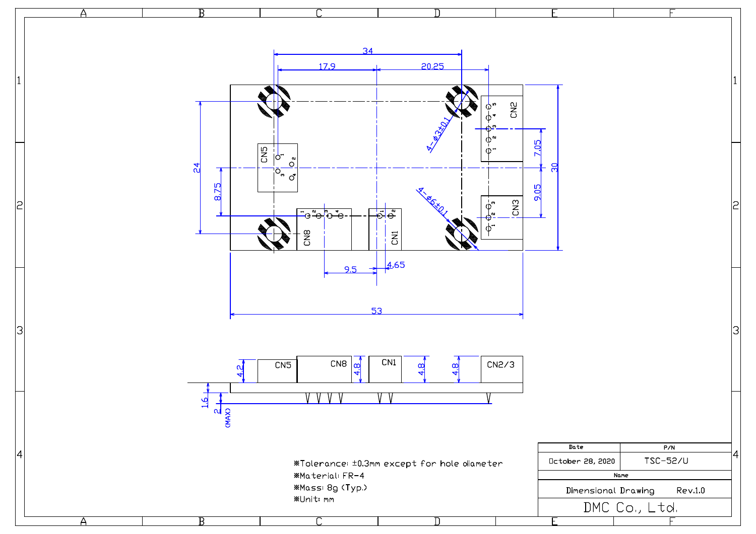34

17.9

20.25

4-φ3±0.1

4-φ6±0.1

24

8.75

7.05

9.05

30

CN5

CN8

CN1

CN2

CN3

9.5

4.65

53

CN5 CN8 CN1 CN2/3

4.2

4.8

4.8

4.8

1.6

2 (MAX)

※Tolerance: ±0.3mm except for hole diameter

※Material: FR-4

※Mass: 8g (Typ.)

※Unit: mm

| Date | P/N |
|---|---|
| October 28, 2020 | TSC-52/U |
| Name | |
| Dimensional Drawing | Rev.1.0 |
| DMC Co., Ltd. | |